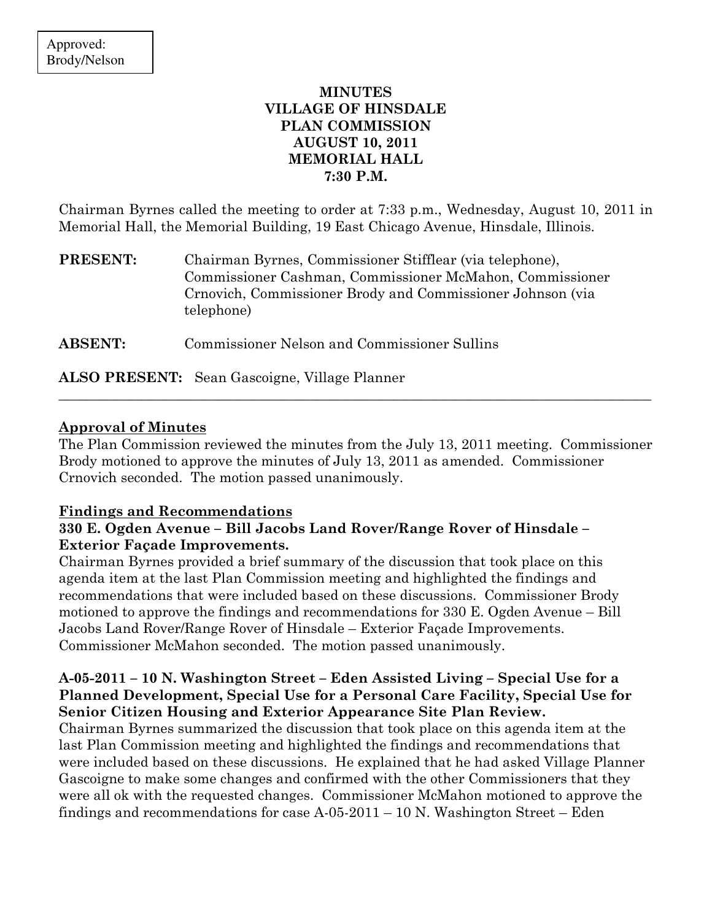Approved: Brody/Nelson

# MINUTES
# VILLAGE OF HINSDALE
# PLAN COMMISSION
# AUGUST 10, 2011
# MEMORIAL HALL
# 7:30 P.M.

Chairman Byrnes called the meeting to order at 7:33 p.m., Wednesday, August 10, 2011 in Memorial Hall, the Memorial Building, 19 East Chicago Avenue, Hinsdale, Illinois.

**PRESENT:** Chairman Byrnes, Commissioner Stifflear (via telephone), Commissioner Cashman, Commissioner McMahon, Commissioner Crnovich, Commissioner Brody and Commissioner Johnson (via telephone)

**ABSENT:** Commissioner Nelson and Commissioner Sullins

**ALSO PRESENT:** Sean Gascoigne, Village Planner

---

**Approval of Minutes**

The Plan Commission reviewed the minutes from the July 13, 2011 meeting. Commissioner Brody motioned to approve the minutes of July 13, 2011 as amended. Commissioner Crnovich seconded. The motion passed unanimously.

**Findings and Recommendations**

**330 E. Ogden Avenue – Bill Jacobs Land Rover/Range Rover of Hinsdale – Exterior Façade Improvements.**

Chairman Byrnes provided a brief summary of the discussion that took place on this agenda item at the last Plan Commission meeting and highlighted the findings and recommendations that were included based on these discussions. Commissioner Brody motioned to approve the findings and recommendations for 330 E. Ogden Avenue – Bill Jacobs Land Rover/Range Rover of Hinsdale – Exterior Façade Improvements. Commissioner McMahon seconded. The motion passed unanimously.

**A-05-2011 – 10 N. Washington Street – Eden Assisted Living – Special Use for a Planned Development, Special Use for a Personal Care Facility, Special Use for Senior Citizen Housing and Exterior Appearance Site Plan Review.**

Chairman Byrnes summarized the discussion that took place on this agenda item at the last Plan Commission meeting and highlighted the findings and recommendations that were included based on these discussions. He explained that he had asked Village Planner Gascoigne to make some changes and confirmed with the other Commissioners that they were all ok with the requested changes. Commissioner McMahon motioned to approve the findings and recommendations for case A-05-2011 – 10 N. Washington Street – Eden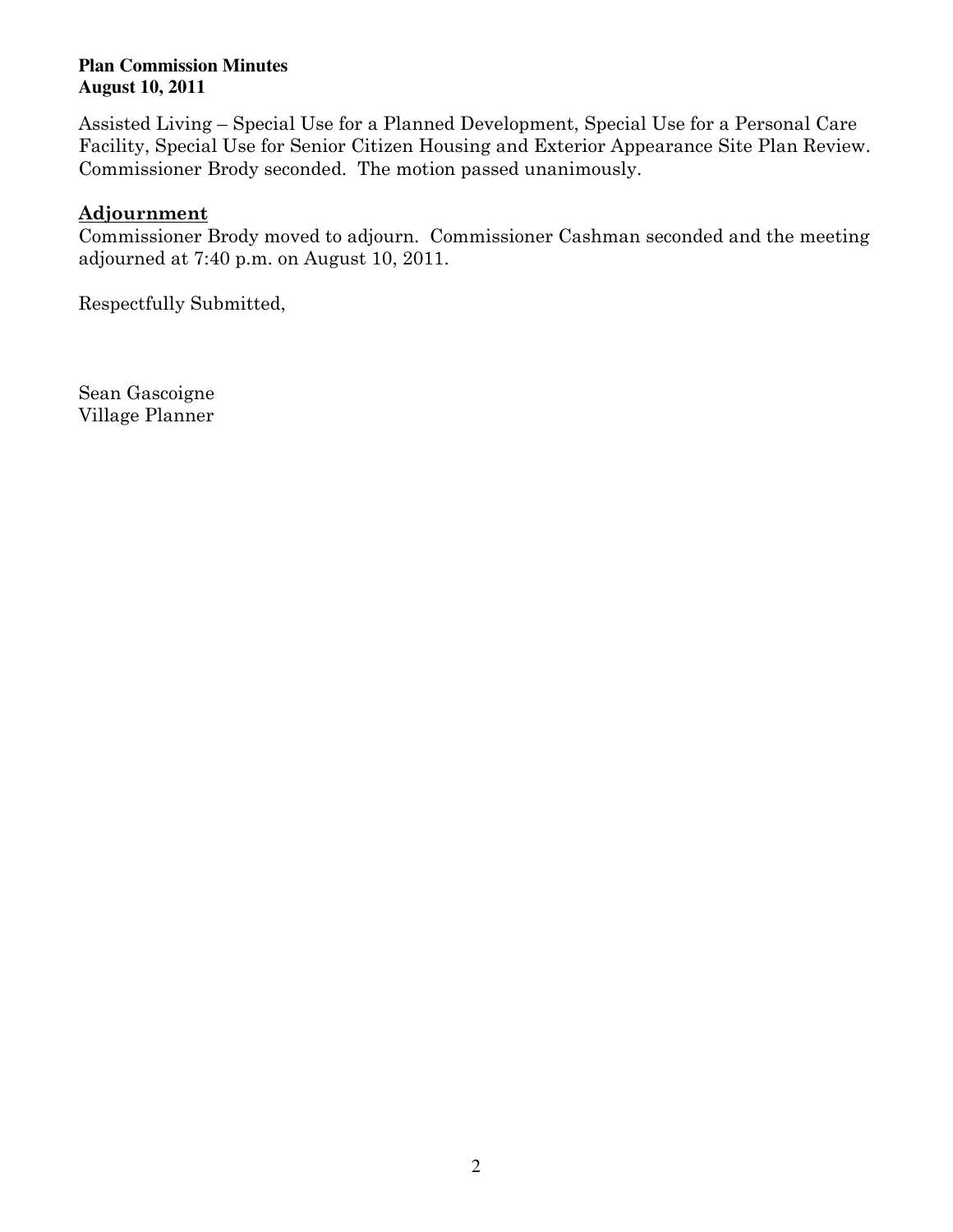Assisted Living – Special Use for a Planned Development, Special Use for a Personal Care Facility, Special Use for Senior Citizen Housing and Exterior Appearance Site Plan Review. Commissioner Brody seconded. The motion passed unanimously.

## Adjournment

Commissioner Brody moved to adjourn. Commissioner Cashman seconded and the meeting adjourned at 7:40 p.m. on August 10, 2011.

Respectfully Submitted,

Sean Gascoigne
Village Planner